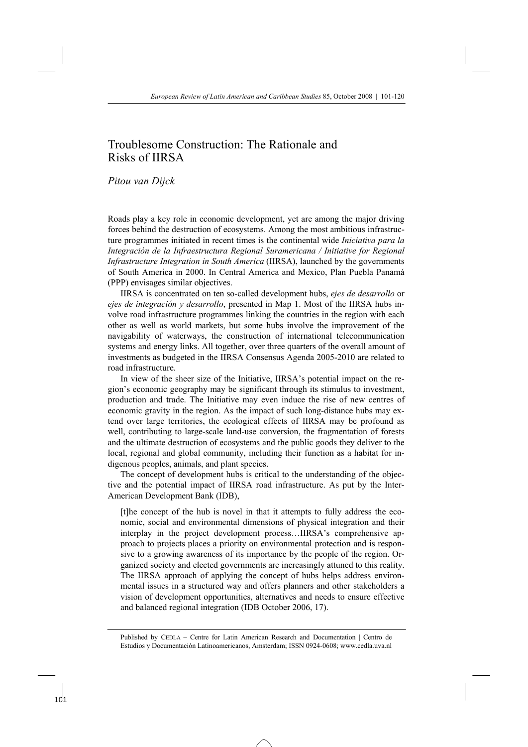# Troublesome Construction: The Rationale and Risks of IIRSA

*Pitou van Dijck*

Roads play a key role in economic development, yet are among the major driving forces behind the destruction of ecosystems. Among the most ambitious infrastructure programmes initiated in recent times is the continental wide *Iniciativa para la Integración de la Infraestructura Regional Suramericana / Initiative for Regional Infrastructure Integration in South America* (IIRSA), launched by the governments of South America in 2000. In Central America and Mexico, Plan Puebla Panamá (PPP) envisages similar objectives.

IIRSA is concentrated on ten so-called development hubs, *ejes de desarrollo* or *ejes de integración y desarrollo*, presented in Map 1. Most of the IIRSA hubs involve road infrastructure programmes linking the countries in the region with each other as well as world markets, but some hubs involve the improvement of the navigability of waterways, the construction of international telecommunication systems and energy links. All together, over three quarters of the overall amount of investments as budgeted in the IIRSA Consensus Agenda 2005-2010 are related to road infrastructure.

In view of the sheer size of the Initiative, IIRSA's potential impact on the region's economic geography may be significant through its stimulus to investment, production and trade. The Initiative may even induce the rise of new centres of economic gravity in the region. As the impact of such long-distance hubs may extend over large territories, the ecological effects of IIRSA may be profound as well, contributing to large-scale land-use conversion, the fragmentation of forests and the ultimate destruction of ecosystems and the public goods they deliver to the local, regional and global community, including their function as a habitat for indigenous peoples, animals, and plant species.

The concept of development hubs is critical to the understanding of the objective and the potential impact of IIRSA road infrastructure. As put by the Inter-American Development Bank (IDB),

> [t]he concept of the hub is novel in that it attempts to fully address the economic, social and environmental dimensions of physical integration and their interplay in the project development process…IIRSA's comprehensive approach to projects places a priority on environmental protection and is responsive to a growing awareness of its importance by the people of the region. Organized society and elected governments are increasingly attuned to this reality. The IIRSA approach of applying the concept of hubs helps address environmental issues in a structured way and offers planners and other stakeholders a vision of development opportunities, alternatives and needs to ensure effective and balanced regional integration (IDB October 2006, 17).

Published by CEDLA – Centre for Latin American Research and Documentation | Centro de Estudios y Documentación Latinoamericanos, Amsterdam; ISSN 0924-0608; www.cedla.uva.nl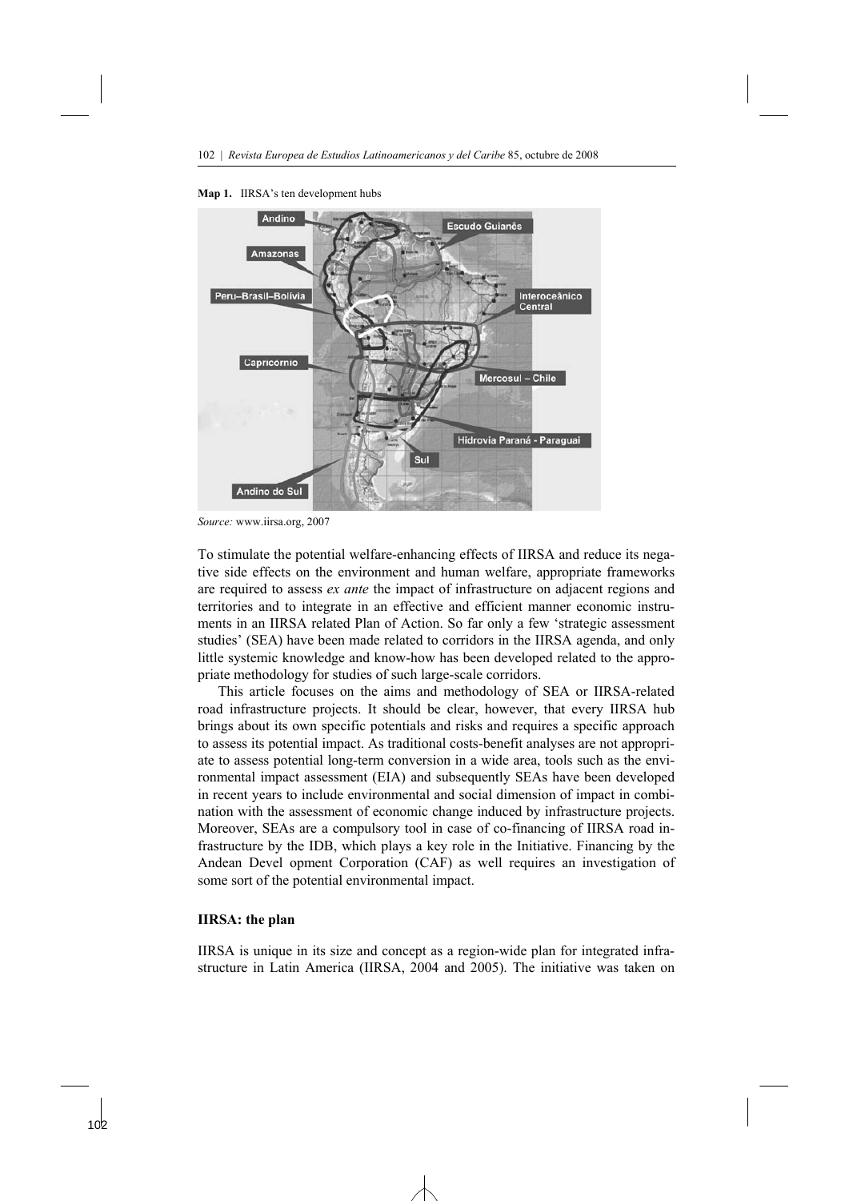**Map 1.** IIRSA's ten development hubs

*Source:* www.iirsa.org, 2007

To stimulate the potential welfare-enhancing effects of IIRSA and reduce its negative side effects on the environment and human welfare, appropriate frameworks are required to assess *ex ante* the impact of infrastructure on adjacent regions and territories and to integrate in an effective and efficient manner economic instruments in an IIRSA related Plan of Action. So far only a few 'strategic assessment studies' (SEA) have been made related to corridors in the IIRSA agenda, and only little systemic knowledge and know-how has been developed related to the appropriate methodology for studies of such large-scale corridors.

This article focuses on the aims and methodology of SEA or IIRSA-related road infrastructure projects. It should be clear, however, that every IIRSA hub brings about its own specific potentials and risks and requires a specific approach to assess its potential impact. As traditional costs-benefit analyses are not appropriate to assess potential long-term conversion in a wide area, tools such as the environmental impact assessment (EIA) and subsequently SEAs have been developed in recent years to include environmental and social dimension of impact in combination with the assessment of economic change induced by infrastructure projects. Moreover, SEAs are a compulsory tool in case of co-financing of IIRSA road infrastructure by the IDB, which plays a key role in the Initiative. Financing by the Andean Devel opment Corporation (CAF) as well requires an investigation of some sort of the potential environmental impact.

### IIRSA: the plan

IIRSA is unique in its size and concept as a region-wide plan for integrated infrastructure in Latin America (IIRSA, 2004 and 2005). The initiative was taken on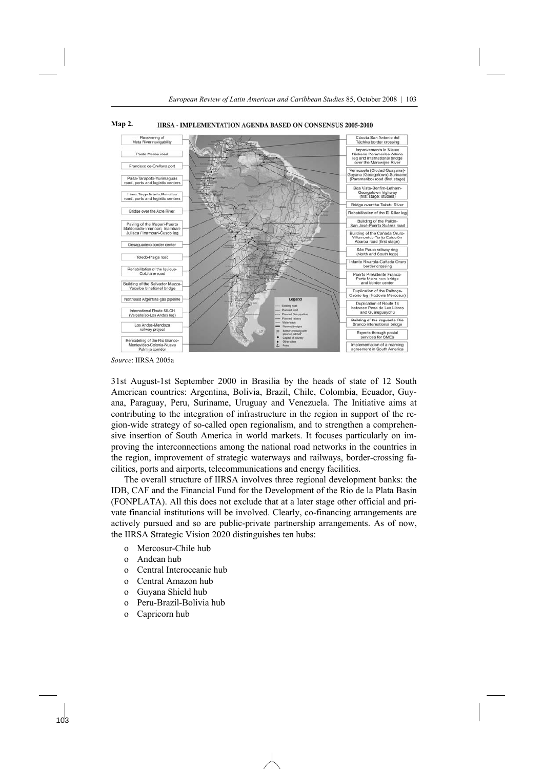**Map 2.** IIRSA - IMPLEMENTATION AGENDA BASED ON CONSENSUS 2005-2010

Recovering of Meta River navigability
Pasto-Mocoa road
Francisco de Orellana port
Paita-Tarapoto-Yurimaguas road, ports and logistic centers
Lima-Tingo María-Pucallpa road, ports and logistic centers
Bridge over the Acre River
Paving of the Iñapari-Puerto Maldonado-Inambari, Inambari-Juliaca / Inambari-Cusco leg
Desaguadero border center
Toledo-Pisiga road
Rehabilitation of the Iquique-Colchane road
Building of the Salvador Mazza-Yacuiba binational bridge
Northeast Argentina gas pipeline
International Route 60-CH (Valparaíso-Los Andes leg)
Los Andes-Mendoza railway project
Remodeling of the Rio Branco-Montevideo-Colonia-Nueva Palmira corridor

Cúcuta-San Antonio del Táchira border crossing
Improvements in Nieuw Nickerie-Paramaribo-Albina leg and international bridge over the Marowijne River
Venezuela (Ciudad Guayana)-Guyana (Georgetown)-Suriname (Paramaribo) road (first stage)
Boa Vista-Bonfim-Lethem-Georgetown highway (first stage: studies)
Bridge over the Takutu River
Rehabilitation of the El Sillar leg
Building of the Pailón-San José-Puerto Suárez road
Building of the Cañada Oruro-Villamontes-Tarija-Estación Abaroa road (first stage)
São Paulo railway ring (North and South legs)
Infante Rivarola-Cañada Oruro border crossing
Puerto Presidente Franco-Porto Meira new bridge and border center
Duplication of the Palhoça-Osorio leg (Rodovia Mercosur)
Duplication of Route 14 between Paso de Los Libres and Gualeguaychú
Building of the Jaguarão-Rio Branco international bridge
Exports through postal services for SMEs
Implementation of a roaming agreement in South America

Legend: Existing road; Planned road; Planned Gas pipeline; Planned railway; Waterways; Planned bridges; Border crossing with planned CEBAF; Capital of country; Other cities; Ports

*Source*: IIRSA 2005a

31st August-1st September 2000 in Brasilia by the heads of state of 12 South American countries: Argentina, Bolivia, Brazil, Chile, Colombia, Ecuador, Guyana, Paraguay, Peru, Suriname, Uruguay and Venezuela. The Initiative aims at contributing to the integration of infrastructure in the region in support of the region-wide strategy of so-called open regionalism, and to strengthen a comprehensive insertion of South America in world markets. It focuses particularly on improving the interconnections among the national road networks in the countries in the region, improvement of strategic waterways and railways, border-crossing facilities, ports and airports, telecommunications and energy facilities.

The overall structure of IIRSA involves three regional development banks: the IDB, CAF and the Financial Fund for the Development of the Rio de la Plata Basin (FONPLATA). All this does not exclude that at a later stage other official and private financial institutions will be involved. Clearly, co-financing arrangements are actively pursued and so are public-private partnership arrangements. As of now, the IIRSA Strategic Vision 2020 distinguishes ten hubs:

- Mercosur-Chile hub
- Andean hub
- Central Interoceanic hub
- Central Amazon hub
- Guyana Shield hub
- Peru-Brazil-Bolivia hub
- Capricorn hub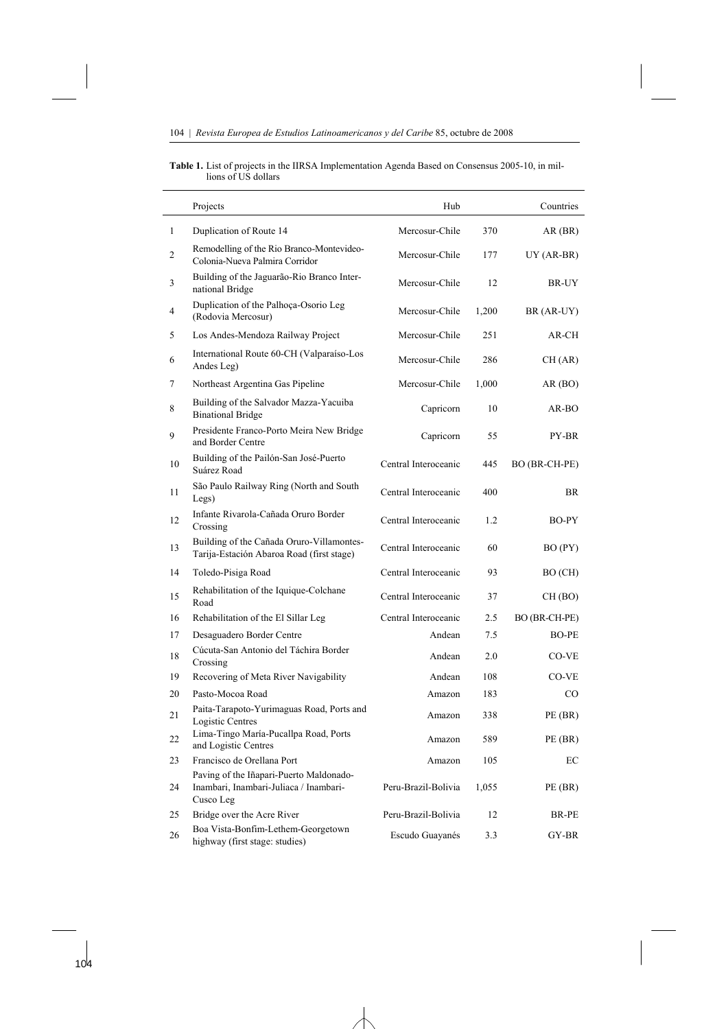**Table 1.** List of projects in the IIRSA Implementation Agenda Based on Consensus 2005-10, in millions of US dollars

| | Projects | Hub | | Countries |
|---|---|---|---|---|
| 1 | Duplication of Route 14 | Mercosur-Chile | 370 | AR (BR) |
| 2 | Remodelling of the Rio Branco-Montevideo-Colonia-Nueva Palmira Corridor | Mercosur-Chile | 177 | UY (AR-BR) |
| 3 | Building of the Jaguarão-Rio Branco International Bridge | Mercosur-Chile | 12 | BR-UY |
| 4 | Duplication of the Palhoça-Osorio Leg (Rodovia Mercosur) | Mercosur-Chile | 1,200 | BR (AR-UY) |
| 5 | Los Andes-Mendoza Railway Project | Mercosur-Chile | 251 | AR-CH |
| 6 | International Route 60-CH (Valparaíso-Los Andes Leg) | Mercosur-Chile | 286 | CH (AR) |
| 7 | Northeast Argentina Gas Pipeline | Mercosur-Chile | 1,000 | AR (BO) |
| 8 | Building of the Salvador Mazza-Yacuiba Binational Bridge | Capricorn | 10 | AR-BO |
| 9 | Presidente Franco-Porto Meira New Bridge and Border Centre | Capricorn | 55 | PY-BR |
| 10 | Building of the Pailón-San José-Puerto Suárez Road | Central Interoceanic | 445 | BO (BR-CH-PE) |
| 11 | São Paulo Railway Ring (North and South Legs) | Central Interoceanic | 400 | BR |
| 12 | Infante Rivarola-Cañada Oruro Border Crossing | Central Interoceanic | 1.2 | BO-PY |
| 13 | Building of the Cañada Oruro-Villamontes-Tarija-Estación Abaroa Road (first stage) | Central Interoceanic | 60 | BO (PY) |
| 14 | Toledo-Pisiga Road | Central Interoceanic | 93 | BO (CH) |
| 15 | Rehabilitation of the Iquique-Colchane Road | Central Interoceanic | 37 | CH (BO) |
| 16 | Rehabilitation of the El Sillar Leg | Central Interoceanic | 2.5 | BO (BR-CH-PE) |
| 17 | Desaguadero Border Centre | Andean | 7.5 | BO-PE |
| 18 | Cúcuta-San Antonio del Táchira Border Crossing | Andean | 2.0 | CO-VE |
| 19 | Recovering of Meta River Navigability | Andean | 108 | CO-VE |
| 20 | Pasto-Mocoa Road | Amazon | 183 | CO |
| 21 | Paita-Tarapoto-Yurimaguas Road, Ports and Logistic Centres | Amazon | 338 | PE (BR) |
| 22 | Lima-Tingo María-Pucallpa Road, Ports and Logistic Centres | Amazon | 589 | PE (BR) |
| 23 | Francisco de Orellana Port | Amazon | 105 | EC |
| 24 | Paving of the Iñapari-Puerto Maldonado-Inambari, Inambari-Juliaca / Inambari-Cusco Leg | Peru-Brazil-Bolivia | 1,055 | PE (BR) |
| 25 | Bridge over the Acre River | Peru-Brazil-Bolivia | 12 | BR-PE |
| 26 | Boa Vista-Bonfim-Lethem-Georgetown highway (first stage: studies) | Escudo Guayanés | 3.3 | GY-BR |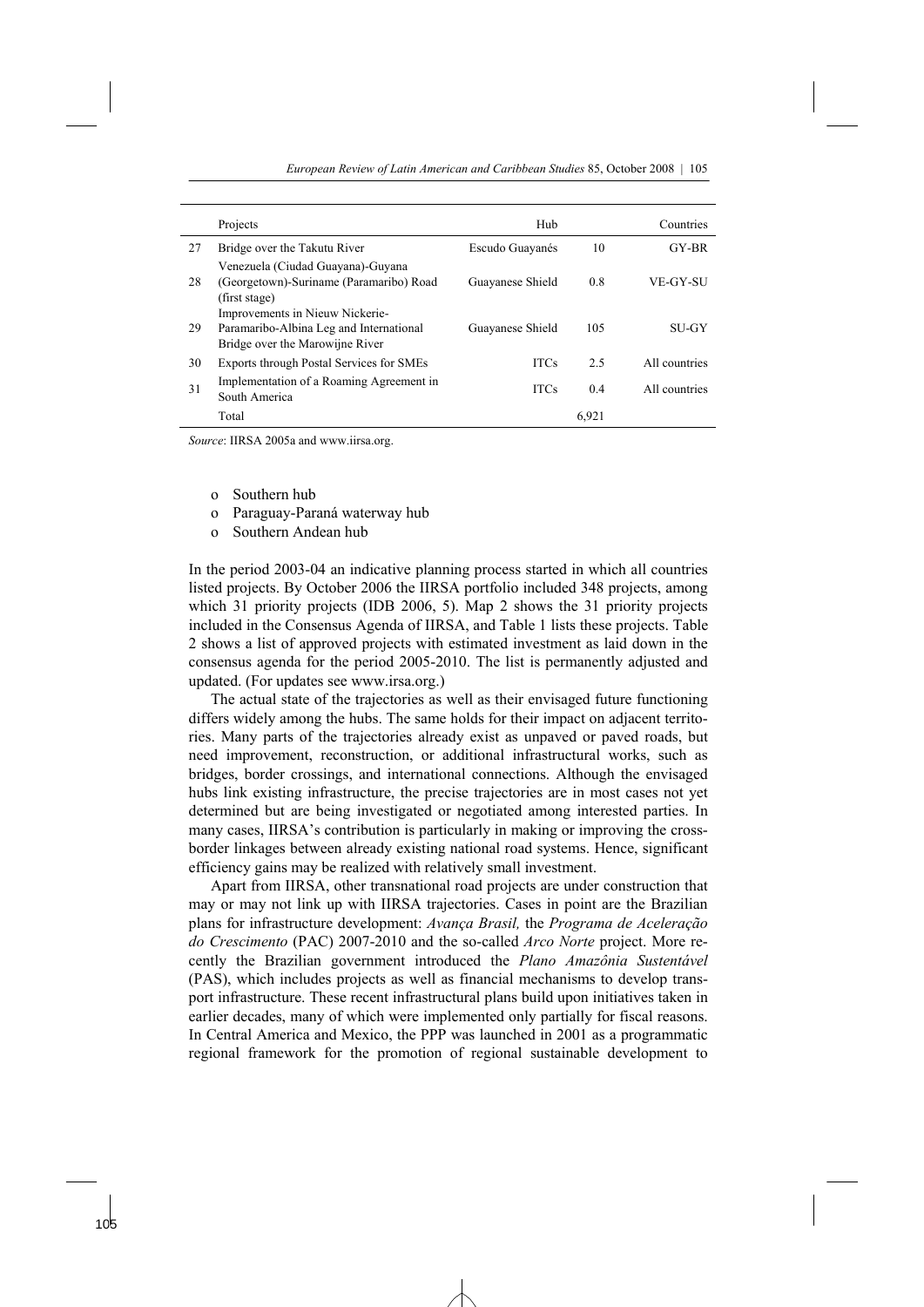| | Projects | Hub | | Countries |
|---|---|---|---|---|
| 27 | Bridge over the Takutu River | Escudo Guayanés | 10 | GY-BR |
| 28 | Venezuela (Ciudad Guayana)-Guyana (Georgetown)-Suriname (Paramaribo) Road (first stage) | Guayanese Shield | 0.8 | VE-GY-SU |
| 29 | Improvements in Nieuw Nickerie-Paramaribo-Albina Leg and International Bridge over the Marowijne River | Guayanese Shield | 105 | SU-GY |
| 30 | Exports through Postal Services for SMEs | ITCs | 2.5 | All countries |
| 31 | Implementation of a Roaming Agreement in South America | ITCs | 0.4 | All countries |
| | Total | | 6,921 | |

*Source*: IIRSA 2005a and www.iirsa.org.

- Southern hub
- Paraguay-Paraná waterway hub
- Southern Andean hub

In the period 2003-04 an indicative planning process started in which all countries listed projects. By October 2006 the IIRSA portfolio included 348 projects, among which 31 priority projects (IDB 2006, 5). Map 2 shows the 31 priority projects included in the Consensus Agenda of IIRSA, and Table 1 lists these projects. Table 2 shows a list of approved projects with estimated investment as laid down in the consensus agenda for the period 2005-2010. The list is permanently adjusted and updated. (For updates see www.irsa.org.)

The actual state of the trajectories as well as their envisaged future functioning differs widely among the hubs. The same holds for their impact on adjacent territories. Many parts of the trajectories already exist as unpaved or paved roads, but need improvement, reconstruction, or additional infrastructural works, such as bridges, border crossings, and international connections. Although the envisaged hubs link existing infrastructure, the precise trajectories are in most cases not yet determined but are being investigated or negotiated among interested parties. In many cases, IIRSA's contribution is particularly in making or improving the cross-border linkages between already existing national road systems. Hence, significant efficiency gains may be realized with relatively small investment.

Apart from IIRSA, other transnational road projects are under construction that may or may not link up with IIRSA trajectories. Cases in point are the Brazilian plans for infrastructure development: *Avança Brasil,* the *Programa de Aceleração do Crescimento* (PAC) 2007-2010 and the so-called *Arco Norte* project. More recently the Brazilian government introduced the *Plano Amazônia Sustentável* (PAS), which includes projects as well as financial mechanisms to develop transport infrastructure. These recent infrastructural plans build upon initiatives taken in earlier decades, many of which were implemented only partially for fiscal reasons. In Central America and Mexico, the PPP was launched in 2001 as a programmatic regional framework for the promotion of regional sustainable development to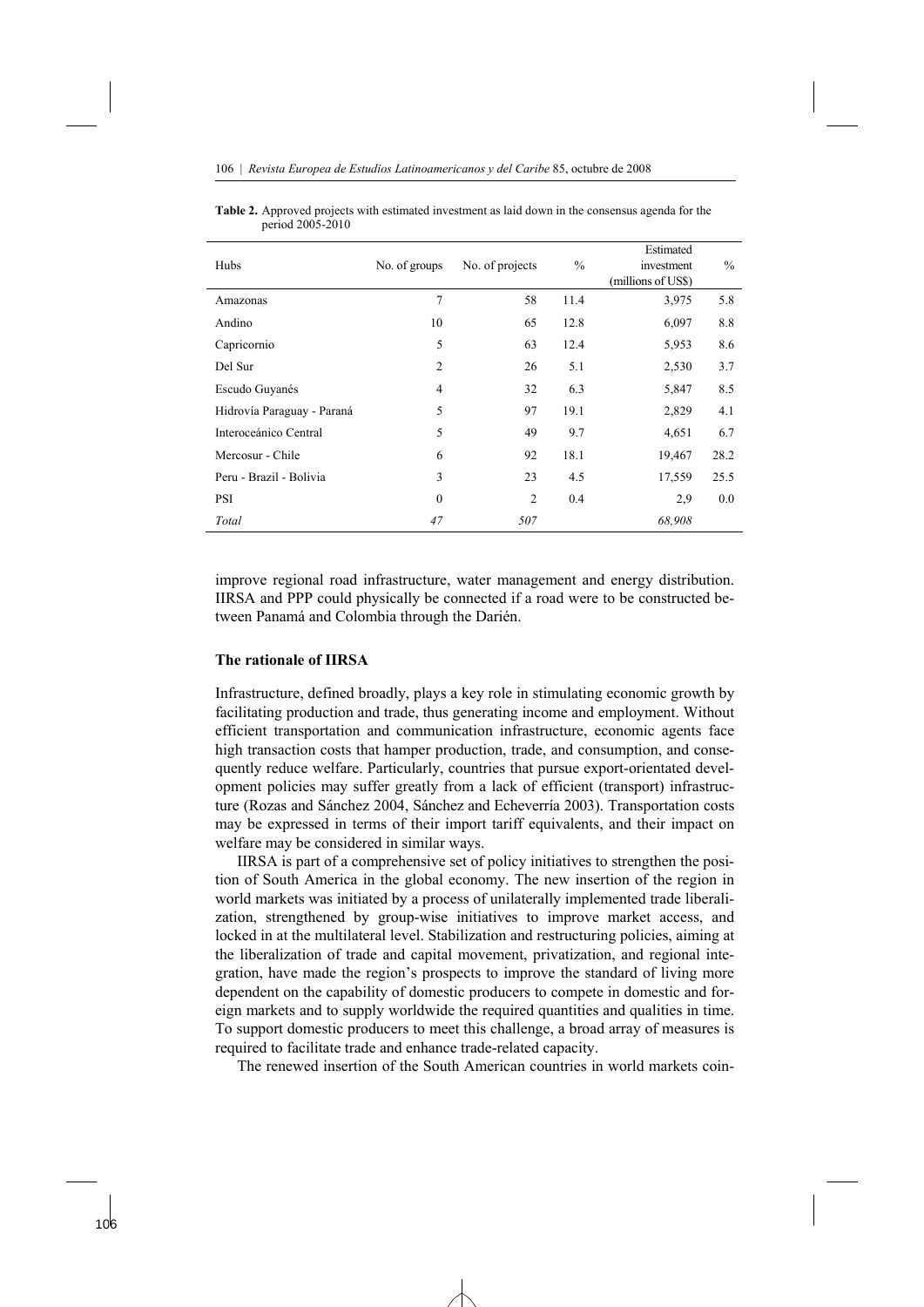**Table 2.** Approved projects with estimated investment as laid down in the consensus agenda for the period 2005-2010

| Hubs | No. of groups | No. of projects | % | Estimated investment (millions of US$) | % |
|---|---|---|---|---|---|
| Amazonas | 7 | 58 | 11.4 | 3,975 | 5.8 |
| Andino | 10 | 65 | 12.8 | 6,097 | 8.8 |
| Capricornio | 5 | 63 | 12.4 | 5,953 | 8.6 |
| Del Sur | 2 | 26 | 5.1 | 2,530 | 3.7 |
| Escudo Guyanés | 4 | 32 | 6.3 | 5,847 | 8.5 |
| Hidrovía Paraguay - Paraná | 5 | 97 | 19.1 | 2,829 | 4.1 |
| Interoceánico Central | 5 | 49 | 9.7 | 4,651 | 6.7 |
| Mercosur - Chile | 6 | 92 | 18.1 | 19,467 | 28.2 |
| Peru - Brazil - Bolivia | 3 | 23 | 4.5 | 17,559 | 25.5 |
| PSI | 0 | 2 | 0.4 | 2,9 | 0.0 |
| *Total* | *47* | *507* | | *68,908* | |

improve regional road infrastructure, water management and energy distribution. IIRSA and PPP could physically be connected if a road were to be constructed between Panamá and Colombia through the Darién.

### The rationale of IIRSA

Infrastructure, defined broadly, plays a key role in stimulating economic growth by facilitating production and trade, thus generating income and employment. Without efficient transportation and communication infrastructure, economic agents face high transaction costs that hamper production, trade, and consumption, and consequently reduce welfare. Particularly, countries that pursue export-orientated development policies may suffer greatly from a lack of efficient (transport) infrastructure (Rozas and Sánchez 2004, Sánchez and Echeverría 2003). Transportation costs may be expressed in terms of their import tariff equivalents, and their impact on welfare may be considered in similar ways.

IIRSA is part of a comprehensive set of policy initiatives to strengthen the position of South America in the global economy. The new insertion of the region in world markets was initiated by a process of unilaterally implemented trade liberalization, strengthened by group-wise initiatives to improve market access, and locked in at the multilateral level. Stabilization and restructuring policies, aiming at the liberalization of trade and capital movement, privatization, and regional integration, have made the region's prospects to improve the standard of living more dependent on the capability of domestic producers to compete in domestic and foreign markets and to supply worldwide the required quantities and qualities in time. To support domestic producers to meet this challenge, a broad array of measures is required to facilitate trade and enhance trade-related capacity.

The renewed insertion of the South American countries in world markets coin-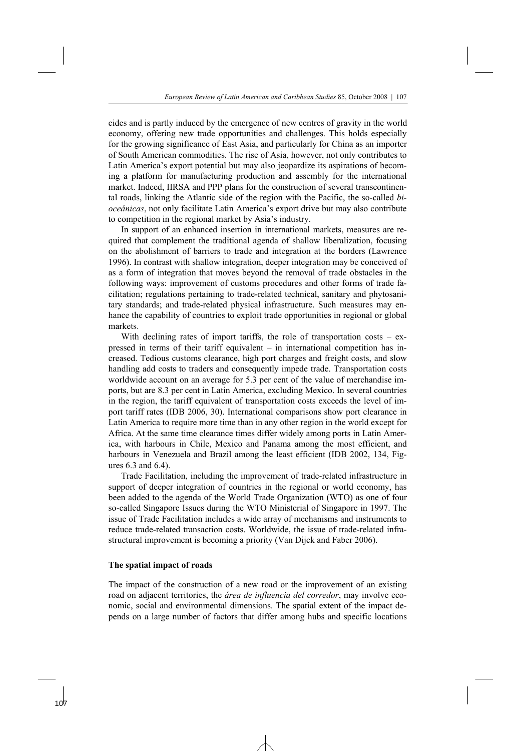cides and is partly induced by the emergence of new centres of gravity in the world economy, offering new trade opportunities and challenges. This holds especially for the growing significance of East Asia, and particularly for China as an importer of South American commodities. The rise of Asia, however, not only contributes to Latin America's export potential but may also jeopardize its aspirations of becoming a platform for manufacturing production and assembly for the international market. Indeed, IIRSA and PPP plans for the construction of several transcontinental roads, linking the Atlantic side of the region with the Pacific, the so-called *bioceánicas*, not only facilitate Latin America's export drive but may also contribute to competition in the regional market by Asia's industry.

In support of an enhanced insertion in international markets, measures are required that complement the traditional agenda of shallow liberalization, focusing on the abolishment of barriers to trade and integration at the borders (Lawrence 1996). In contrast with shallow integration, deeper integration may be conceived of as a form of integration that moves beyond the removal of trade obstacles in the following ways: improvement of customs procedures and other forms of trade facilitation; regulations pertaining to trade-related technical, sanitary and phytosanitary standards; and trade-related physical infrastructure. Such measures may enhance the capability of countries to exploit trade opportunities in regional or global markets.

With declining rates of import tariffs, the role of transportation costs – expressed in terms of their tariff equivalent – in international competition has increased. Tedious customs clearance, high port charges and freight costs, and slow handling add costs to traders and consequently impede trade. Transportation costs worldwide account on an average for 5.3 per cent of the value of merchandise imports, but are 8.3 per cent in Latin America, excluding Mexico. In several countries in the region, the tariff equivalent of transportation costs exceeds the level of import tariff rates (IDB 2006, 30). International comparisons show port clearance in Latin America to require more time than in any other region in the world except for Africa. At the same time clearance times differ widely among ports in Latin America, with harbours in Chile, Mexico and Panama among the most efficient, and harbours in Venezuela and Brazil among the least efficient (IDB 2002, 134, Figures 6.3 and 6.4).

Trade Facilitation, including the improvement of trade-related infrastructure in support of deeper integration of countries in the regional or world economy, has been added to the agenda of the World Trade Organization (WTO) as one of four so-called Singapore Issues during the WTO Ministerial of Singapore in 1997. The issue of Trade Facilitation includes a wide array of mechanisms and instruments to reduce trade-related transaction costs. Worldwide, the issue of trade-related infrastructural improvement is becoming a priority (Van Dijck and Faber 2006).

**The spatial impact of roads**

The impact of the construction of a new road or the improvement of an existing road on adjacent territories, the *área de influencia del corredor*, may involve economic, social and environmental dimensions. The spatial extent of the impact depends on a large number of factors that differ among hubs and specific locations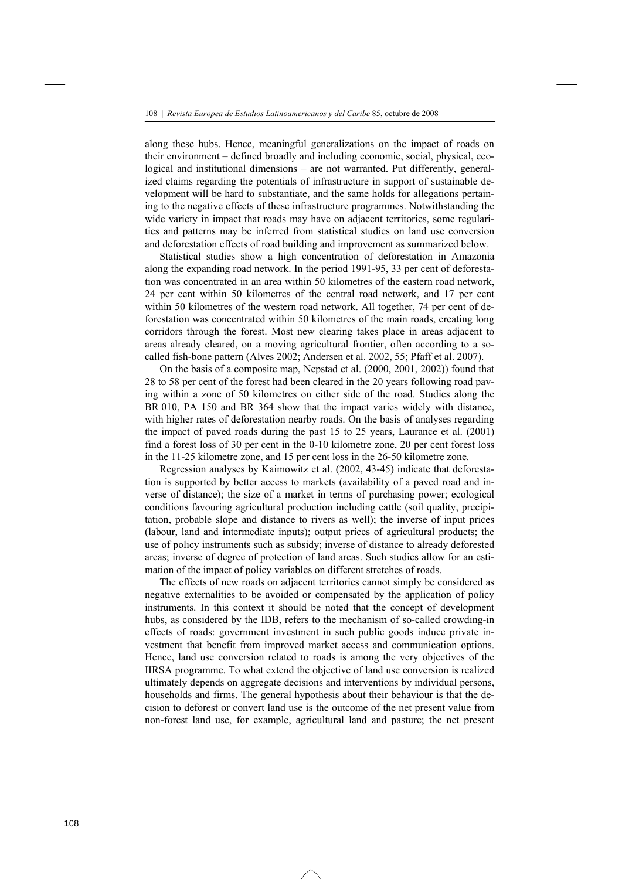along these hubs. Hence, meaningful generalizations on the impact of roads on their environment – defined broadly and including economic, social, physical, ecological and institutional dimensions – are not warranted. Put differently, generalized claims regarding the potentials of infrastructure in support of sustainable development will be hard to substantiate, and the same holds for allegations pertaining to the negative effects of these infrastructure programmes. Notwithstanding the wide variety in impact that roads may have on adjacent territories, some regularities and patterns may be inferred from statistical studies on land use conversion and deforestation effects of road building and improvement as summarized below.

Statistical studies show a high concentration of deforestation in Amazonia along the expanding road network. In the period 1991-95, 33 per cent of deforestation was concentrated in an area within 50 kilometres of the eastern road network, 24 per cent within 50 kilometres of the central road network, and 17 per cent within 50 kilometres of the western road network. All together, 74 per cent of deforestation was concentrated within 50 kilometres of the main roads, creating long corridors through the forest. Most new clearing takes place in areas adjacent to areas already cleared, on a moving agricultural frontier, often according to a so-called fish-bone pattern (Alves 2002; Andersen et al. 2002, 55; Pfaff et al. 2007).

On the basis of a composite map, Nepstad et al. (2000, 2001, 2002)) found that 28 to 58 per cent of the forest had been cleared in the 20 years following road paving within a zone of 50 kilometres on either side of the road. Studies along the BR 010, PA 150 and BR 364 show that the impact varies widely with distance, with higher rates of deforestation nearby roads. On the basis of analyses regarding the impact of paved roads during the past 15 to 25 years, Laurance et al. (2001) find a forest loss of 30 per cent in the 0-10 kilometre zone, 20 per cent forest loss in the 11-25 kilometre zone, and 15 per cent loss in the 26-50 kilometre zone.

Regression analyses by Kaimowitz et al. (2002, 43-45) indicate that deforestation is supported by better access to markets (availability of a paved road and inverse of distance); the size of a market in terms of purchasing power; ecological conditions favouring agricultural production including cattle (soil quality, precipitation, probable slope and distance to rivers as well); the inverse of input prices (labour, land and intermediate inputs); output prices of agricultural products; the use of policy instruments such as subsidy; inverse of distance to already deforested areas; inverse of degree of protection of land areas. Such studies allow for an estimation of the impact of policy variables on different stretches of roads.

The effects of new roads on adjacent territories cannot simply be considered as negative externalities to be avoided or compensated by the application of policy instruments. In this context it should be noted that the concept of development hubs, as considered by the IDB, refers to the mechanism of so-called crowding-in effects of roads: government investment in such public goods induce private investment that benefit from improved market access and communication options. Hence, land use conversion related to roads is among the very objectives of the IIRSA programme. To what extend the objective of land use conversion is realized ultimately depends on aggregate decisions and interventions by individual persons, households and firms. The general hypothesis about their behaviour is that the decision to deforest or convert land use is the outcome of the net present value from non-forest land use, for example, agricultural land and pasture; the net present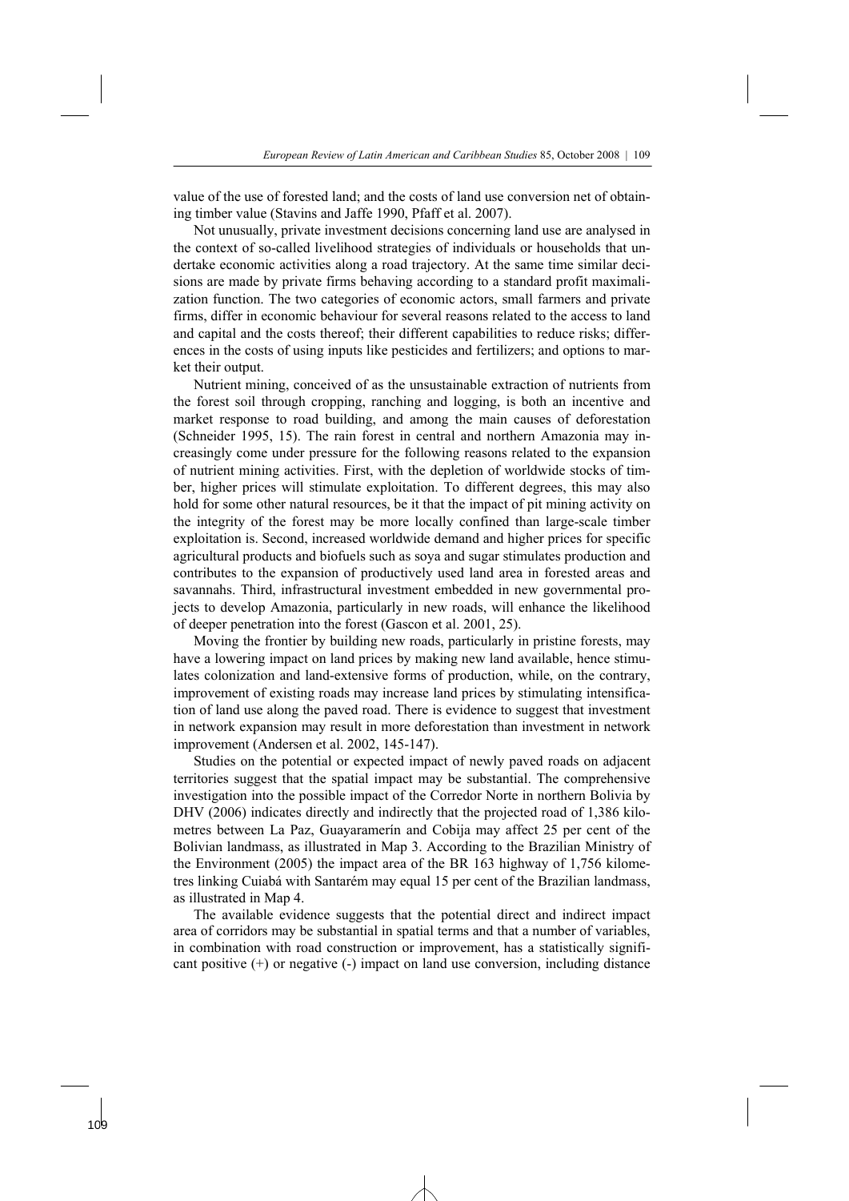value of the use of forested land; and the costs of land use conversion net of obtaining timber value (Stavins and Jaffe 1990, Pfaff et al. 2007).

Not unusually, private investment decisions concerning land use are analysed in the context of so-called livelihood strategies of individuals or households that undertake economic activities along a road trajectory. At the same time similar decisions are made by private firms behaving according to a standard profit maximalization function. The two categories of economic actors, small farmers and private firms, differ in economic behaviour for several reasons related to the access to land and capital and the costs thereof; their different capabilities to reduce risks; differences in the costs of using inputs like pesticides and fertilizers; and options to market their output.

Nutrient mining, conceived of as the unsustainable extraction of nutrients from the forest soil through cropping, ranching and logging, is both an incentive and market response to road building, and among the main causes of deforestation (Schneider 1995, 15). The rain forest in central and northern Amazonia may increasingly come under pressure for the following reasons related to the expansion of nutrient mining activities. First, with the depletion of worldwide stocks of timber, higher prices will stimulate exploitation. To different degrees, this may also hold for some other natural resources, be it that the impact of pit mining activity on the integrity of the forest may be more locally confined than large-scale timber exploitation is. Second, increased worldwide demand and higher prices for specific agricultural products and biofuels such as soya and sugar stimulates production and contributes to the expansion of productively used land area in forested areas and savannahs. Third, infrastructural investment embedded in new governmental projects to develop Amazonia, particularly in new roads, will enhance the likelihood of deeper penetration into the forest (Gascon et al. 2001, 25).

Moving the frontier by building new roads, particularly in pristine forests, may have a lowering impact on land prices by making new land available, hence stimulates colonization and land-extensive forms of production, while, on the contrary, improvement of existing roads may increase land prices by stimulating intensification of land use along the paved road. There is evidence to suggest that investment in network expansion may result in more deforestation than investment in network improvement (Andersen et al. 2002, 145-147).

Studies on the potential or expected impact of newly paved roads on adjacent territories suggest that the spatial impact may be substantial. The comprehensive investigation into the possible impact of the Corredor Norte in northern Bolivia by DHV (2006) indicates directly and indirectly that the projected road of 1,386 kilometres between La Paz, Guayaramerín and Cobija may affect 25 per cent of the Bolivian landmass, as illustrated in Map 3. According to the Brazilian Ministry of the Environment (2005) the impact area of the BR 163 highway of 1,756 kilometres linking Cuiabá with Santarém may equal 15 per cent of the Brazilian landmass, as illustrated in Map 4.

The available evidence suggests that the potential direct and indirect impact area of corridors may be substantial in spatial terms and that a number of variables, in combination with road construction or improvement, has a statistically significant positive (+) or negative (-) impact on land use conversion, including distance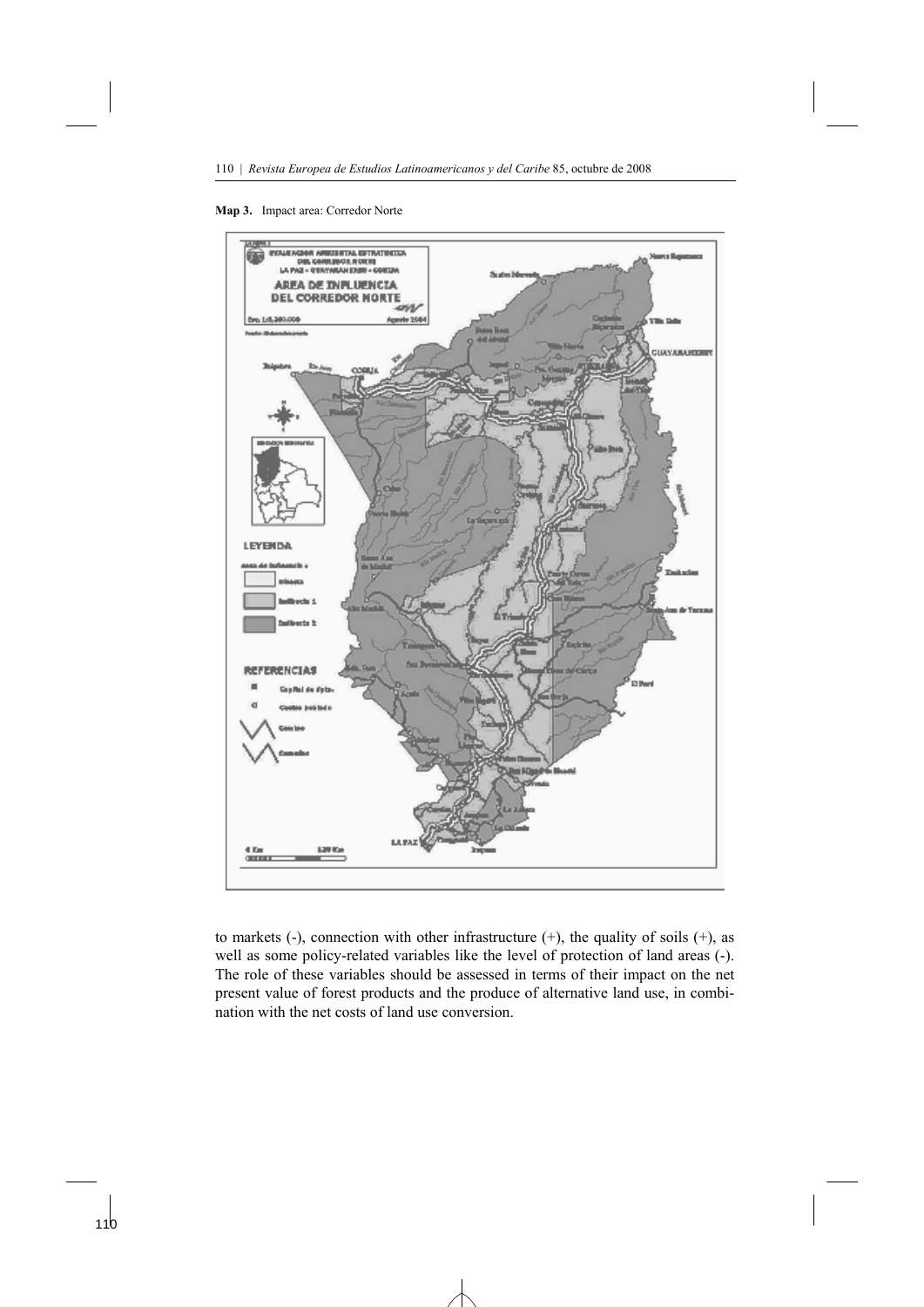**Map 3.** Impact area: Corredor Norte

to markets (-), connection with other infrastructure (+), the quality of soils (+), as well as some policy-related variables like the level of protection of land areas (-). The role of these variables should be assessed in terms of their impact on the net present value of forest products and the produce of alternative land use, in combination with the net costs of land use conversion.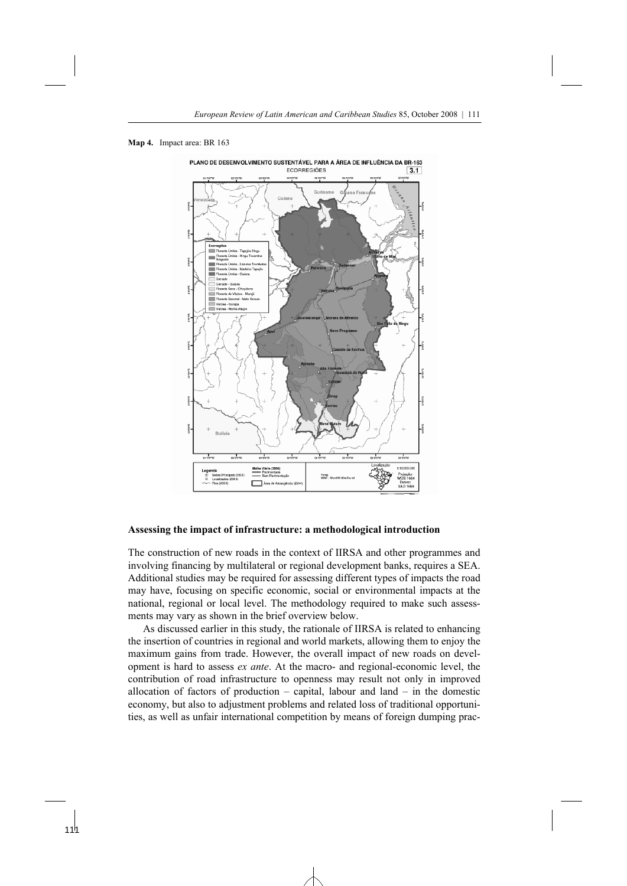**Map 4.** Impact area: BR 163

## Assessing the impact of infrastructure: a methodological introduction

The construction of new roads in the context of IIRSA and other programmes and involving financing by multilateral or regional development banks, requires a SEA. Additional studies may be required for assessing different types of impacts the road may have, focusing on specific economic, social or environmental impacts at the national, regional or local level. The methodology required to make such assessments may vary as shown in the brief overview below.

As discussed earlier in this study, the rationale of IIRSA is related to enhancing the insertion of countries in regional and world markets, allowing them to enjoy the maximum gains from trade. However, the overall impact of new roads on development is hard to assess *ex ante*. At the macro- and regional-economic level, the contribution of road infrastructure to openness may result not only in improved allocation of factors of production – capital, labour and land – in the domestic economy, but also to adjustment problems and related loss of traditional opportunities, as well as unfair international competition by means of foreign dumping prac-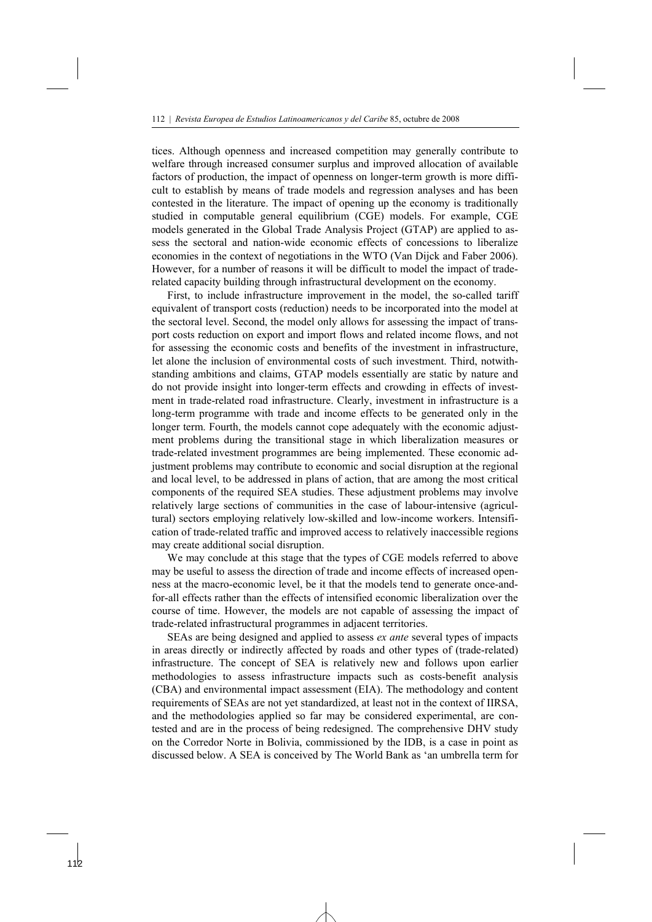tices. Although openness and increased competition may generally contribute to welfare through increased consumer surplus and improved allocation of available factors of production, the impact of openness on longer-term growth is more difficult to establish by means of trade models and regression analyses and has been contested in the literature. The impact of opening up the economy is traditionally studied in computable general equilibrium (CGE) models. For example, CGE models generated in the Global Trade Analysis Project (GTAP) are applied to assess the sectoral and nation-wide economic effects of concessions to liberalize economies in the context of negotiations in the WTO (Van Dijck and Faber 2006). However, for a number of reasons it will be difficult to model the impact of trade-related capacity building through infrastructural development on the economy.

First, to include infrastructure improvement in the model, the so-called tariff equivalent of transport costs (reduction) needs to be incorporated into the model at the sectoral level. Second, the model only allows for assessing the impact of transport costs reduction on export and import flows and related income flows, and not for assessing the economic costs and benefits of the investment in infrastructure, let alone the inclusion of environmental costs of such investment. Third, notwithstanding ambitions and claims, GTAP models essentially are static by nature and do not provide insight into longer-term effects and crowding in effects of investment in trade-related road infrastructure. Clearly, investment in infrastructure is a long-term programme with trade and income effects to be generated only in the longer term. Fourth, the models cannot cope adequately with the economic adjustment problems during the transitional stage in which liberalization measures or trade-related investment programmes are being implemented. These economic adjustment problems may contribute to economic and social disruption at the regional and local level, to be addressed in plans of action, that are among the most critical components of the required SEA studies. These adjustment problems may involve relatively large sections of communities in the case of labour-intensive (agricultural) sectors employing relatively low-skilled and low-income workers. Intensification of trade-related traffic and improved access to relatively inaccessible regions may create additional social disruption.

We may conclude at this stage that the types of CGE models referred to above may be useful to assess the direction of trade and income effects of increased openness at the macro-economic level, be it that the models tend to generate once-and-for-all effects rather than the effects of intensified economic liberalization over the course of time. However, the models are not capable of assessing the impact of trade-related infrastructural programmes in adjacent territories.

SEAs are being designed and applied to assess *ex ante* several types of impacts in areas directly or indirectly affected by roads and other types of (trade-related) infrastructure. The concept of SEA is relatively new and follows upon earlier methodologies to assess infrastructure impacts such as costs-benefit analysis (CBA) and environmental impact assessment (EIA). The methodology and content requirements of SEAs are not yet standardized, at least not in the context of IIRSA, and the methodologies applied so far may be considered experimental, are contested and are in the process of being redesigned. The comprehensive DHV study on the Corredor Norte in Bolivia, commissioned by the IDB, is a case in point as discussed below. A SEA is conceived by The World Bank as 'an umbrella term for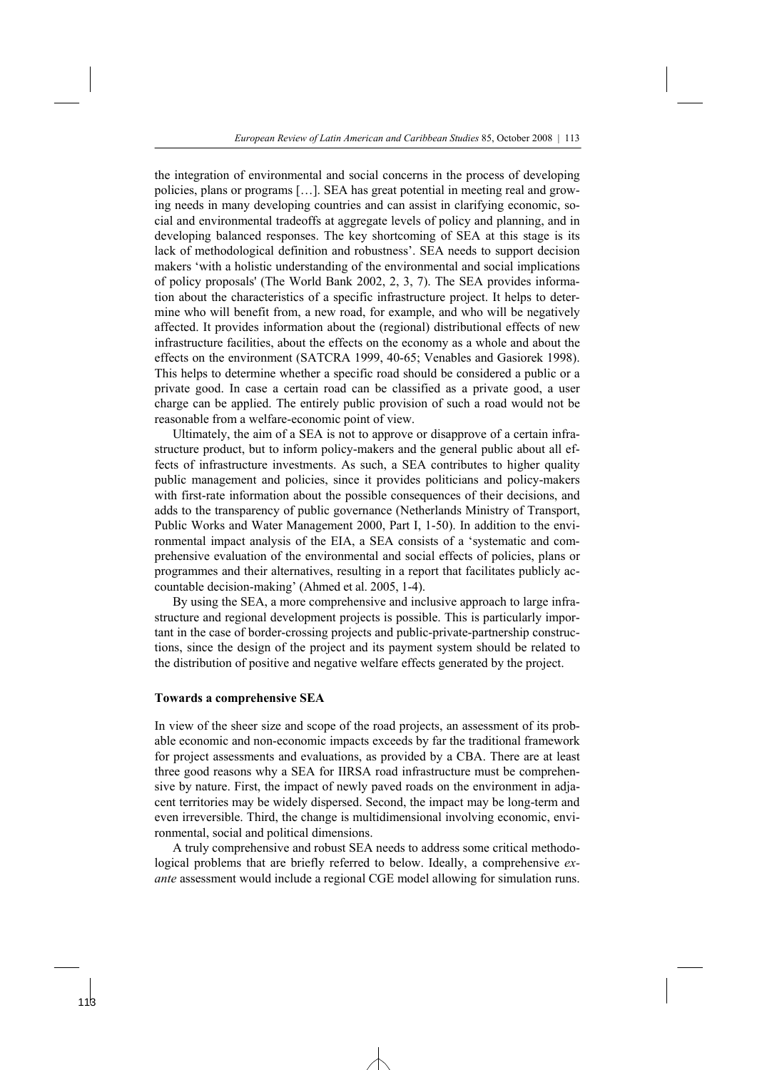the integration of environmental and social concerns in the process of developing policies, plans or programs […]. SEA has great potential in meeting real and growing needs in many developing countries and can assist in clarifying economic, social and environmental tradeoffs at aggregate levels of policy and planning, and in developing balanced responses. The key shortcoming of SEA at this stage is its lack of methodological definition and robustness'. SEA needs to support decision makers 'with a holistic understanding of the environmental and social implications of policy proposals' (The World Bank 2002, 2, 3, 7). The SEA provides information about the characteristics of a specific infrastructure project. It helps to determine who will benefit from, a new road, for example, and who will be negatively affected. It provides information about the (regional) distributional effects of new infrastructure facilities, about the effects on the economy as a whole and about the effects on the environment (SATCRA 1999, 40-65; Venables and Gasiorek 1998). This helps to determine whether a specific road should be considered a public or a private good. In case a certain road can be classified as a private good, a user charge can be applied. The entirely public provision of such a road would not be reasonable from a welfare-economic point of view.

Ultimately, the aim of a SEA is not to approve or disapprove of a certain infrastructure product, but to inform policy-makers and the general public about all effects of infrastructure investments. As such, a SEA contributes to higher quality public management and policies, since it provides politicians and policy-makers with first-rate information about the possible consequences of their decisions, and adds to the transparency of public governance (Netherlands Ministry of Transport, Public Works and Water Management 2000, Part I, 1-50). In addition to the environmental impact analysis of the EIA, a SEA consists of a 'systematic and comprehensive evaluation of the environmental and social effects of policies, plans or programmes and their alternatives, resulting in a report that facilitates publicly accountable decision-making' (Ahmed et al. 2005, 1-4).

By using the SEA, a more comprehensive and inclusive approach to large infrastructure and regional development projects is possible. This is particularly important in the case of border-crossing projects and public-private-partnership constructions, since the design of the project and its payment system should be related to the distribution of positive and negative welfare effects generated by the project.

**Towards a comprehensive SEA**

In view of the sheer size and scope of the road projects, an assessment of its probable economic and non-economic impacts exceeds by far the traditional framework for project assessments and evaluations, as provided by a CBA. There are at least three good reasons why a SEA for IIRSA road infrastructure must be comprehensive by nature. First, the impact of newly paved roads on the environment in adjacent territories may be widely dispersed. Second, the impact may be long-term and even irreversible. Third, the change is multidimensional involving economic, environmental, social and political dimensions.

A truly comprehensive and robust SEA needs to address some critical methodological problems that are briefly referred to below. Ideally, a comprehensive *ex-ante* assessment would include a regional CGE model allowing for simulation runs.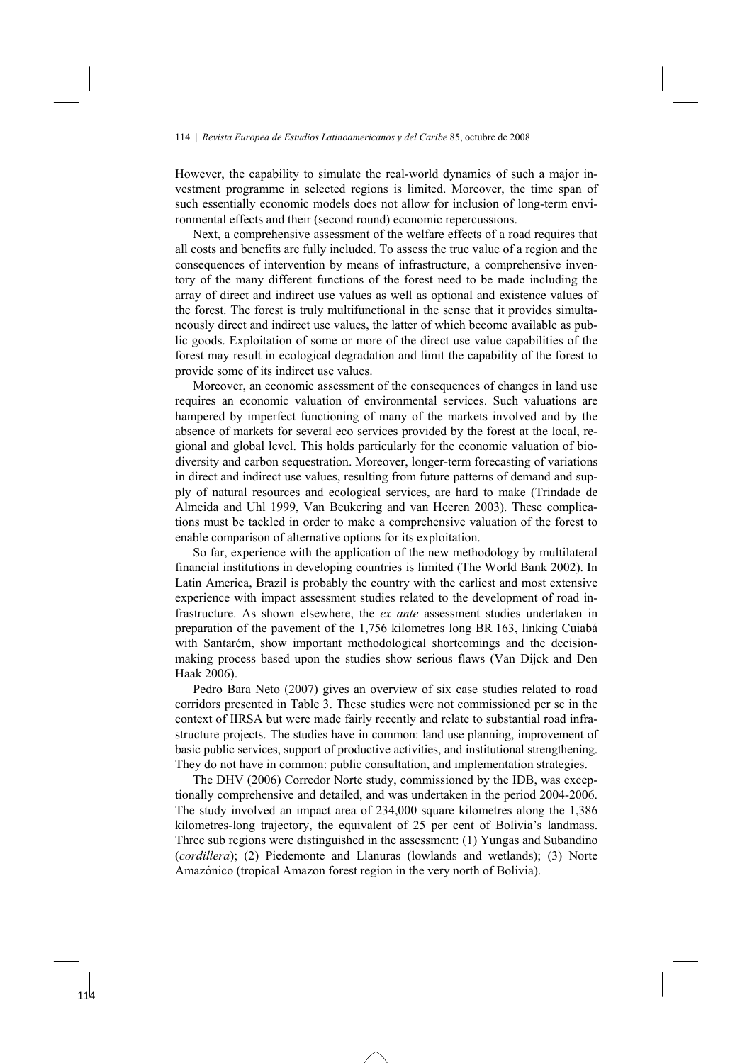However, the capability to simulate the real-world dynamics of such a major investment programme in selected regions is limited. Moreover, the time span of such essentially economic models does not allow for inclusion of long-term environmental effects and their (second round) economic repercussions.

Next, a comprehensive assessment of the welfare effects of a road requires that all costs and benefits are fully included. To assess the true value of a region and the consequences of intervention by means of infrastructure, a comprehensive inventory of the many different functions of the forest need to be made including the array of direct and indirect use values as well as optional and existence values of the forest. The forest is truly multifunctional in the sense that it provides simultaneously direct and indirect use values, the latter of which become available as public goods. Exploitation of some or more of the direct use value capabilities of the forest may result in ecological degradation and limit the capability of the forest to provide some of its indirect use values.

Moreover, an economic assessment of the consequences of changes in land use requires an economic valuation of environmental services. Such valuations are hampered by imperfect functioning of many of the markets involved and by the absence of markets for several eco services provided by the forest at the local, regional and global level. This holds particularly for the economic valuation of biodiversity and carbon sequestration. Moreover, longer-term forecasting of variations in direct and indirect use values, resulting from future patterns of demand and supply of natural resources and ecological services, are hard to make (Trindade de Almeida and Uhl 1999, Van Beukering and van Heeren 2003). These complications must be tackled in order to make a comprehensive valuation of the forest to enable comparison of alternative options for its exploitation.

So far, experience with the application of the new methodology by multilateral financial institutions in developing countries is limited (The World Bank 2002). In Latin America, Brazil is probably the country with the earliest and most extensive experience with impact assessment studies related to the development of road infrastructure. As shown elsewhere, the *ex ante* assessment studies undertaken in preparation of the pavement of the 1,756 kilometres long BR 163, linking Cuiabá with Santarém, show important methodological shortcomings and the decision-making process based upon the studies show serious flaws (Van Dijck and Den Haak 2006).

Pedro Bara Neto (2007) gives an overview of six case studies related to road corridors presented in Table 3. These studies were not commissioned per se in the context of IIRSA but were made fairly recently and relate to substantial road infrastructure projects. The studies have in common: land use planning, improvement of basic public services, support of productive activities, and institutional strengthening. They do not have in common: public consultation, and implementation strategies.

The DHV (2006) Corredor Norte study, commissioned by the IDB, was exceptionally comprehensive and detailed, and was undertaken in the period 2004-2006. The study involved an impact area of 234,000 square kilometres along the 1,386 kilometres-long trajectory, the equivalent of 25 per cent of Bolivia's landmass. Three sub regions were distinguished in the assessment: (1) Yungas and Subandino (*cordillera*); (2) Piedemonte and Llanuras (lowlands and wetlands); (3) Norte Amazónico (tropical Amazon forest region in the very north of Bolivia).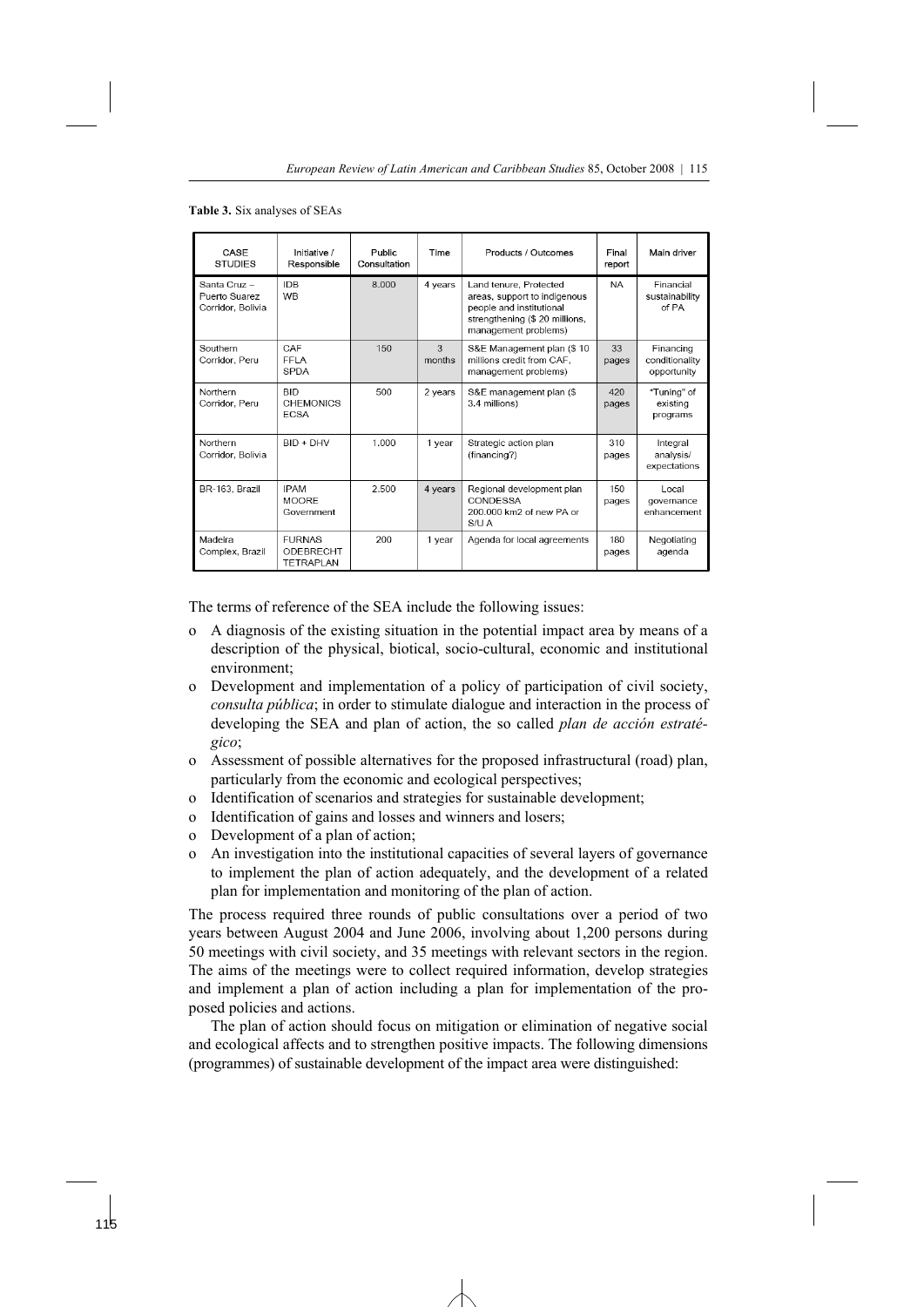**Table 3.** Six analyses of SEAs

| CASE STUDIES | Initiative / Responsible | Public Consultation | Time | Products / Outcomes | Final report | Main driver |
|---|---|---|---|---|---|---|
| Santa Cruz – Puerto Suarez Corridor, Bolivia | IDB WB | 8.000 | 4 years | Land tenure, Protected areas, support to indigenous people and institutional strengthening ($ 20 millions, management problems) | NA | Financial sustainability of PA |
| Southern Corridor, Peru | CAF FFLA SPDA | 150 | 3 months | S&E Management plan ($ 10 millions credit from CAF, management problems) | 33 pages | Financing conditionality opportunity |
| Northern Corridor, Peru | BID CHEMONICS ECSA | 500 | 2 years | S&E management plan ($ 3.4 millions) | 420 pages | "Tuning" of existing programs |
| Northern Corridor, Bolivia | BID + DHV | 1.000 | 1 year | Strategic action plan (financing?) | 310 pages | Integral analysis/ expectations |
| BR-163, Brazil | IPAM MOORE Government | 2.500 | 4 years | Regional development plan CONDESSA 200.000 km2 of new PA or S/U A | 150 pages | Local governance enhancement |
| Madeira Complex, Brazil | FURNAS ODEBRECHT TETRAPLAN | 200 | 1 year | Agenda for local agreements | 180 pages | Negotiating agenda |

The terms of reference of the SEA include the following issues:

- A diagnosis of the existing situation in the potential impact area by means of a description of the physical, biotical, socio-cultural, economic and institutional environment;
- Development and implementation of a policy of participation of civil society, *consulta pública*; in order to stimulate dialogue and interaction in the process of developing the SEA and plan of action, the so called *plan de acción estratégico*;
- Assessment of possible alternatives for the proposed infrastructural (road) plan, particularly from the economic and ecological perspectives;
- Identification of scenarios and strategies for sustainable development;
- Identification of gains and losses and winners and losers;
- Development of a plan of action;
- An investigation into the institutional capacities of several layers of governance to implement the plan of action adequately, and the development of a related plan for implementation and monitoring of the plan of action.

The process required three rounds of public consultations over a period of two years between August 2004 and June 2006, involving about 1,200 persons during 50 meetings with civil society, and 35 meetings with relevant sectors in the region. The aims of the meetings were to collect required information, develop strategies and implement a plan of action including a plan for implementation of the proposed policies and actions.

The plan of action should focus on mitigation or elimination of negative social and ecological affects and to strengthen positive impacts. The following dimensions (programmes) of sustainable development of the impact area were distinguished: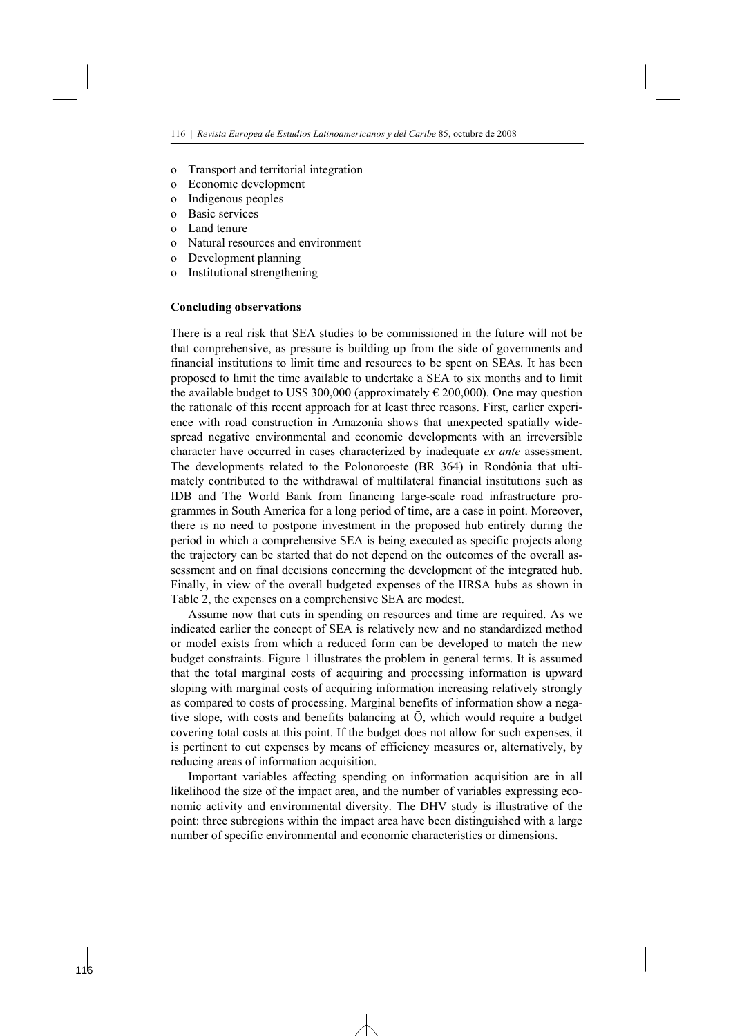- Transport and territorial integration
- Economic development
- Indigenous peoples
- Basic services
- Land tenure
- Natural resources and environment
- Development planning
- Institutional strengthening

**Concluding observations**

There is a real risk that SEA studies to be commissioned in the future will not be that comprehensive, as pressure is building up from the side of governments and financial institutions to limit time and resources to be spent on SEAs. It has been proposed to limit the time available to undertake a SEA to six months and to limit the available budget to US$ 300,000 (approximately € 200,000). One may question the rationale of this recent approach for at least three reasons. First, earlier experience with road construction in Amazonia shows that unexpected spatially widespread negative environmental and economic developments with an irreversible character have occurred in cases characterized by inadequate *ex ante* assessment. The developments related to the Polonoroeste (BR 364) in Rondônia that ultimately contributed to the withdrawal of multilateral financial institutions such as IDB and The World Bank from financing large-scale road infrastructure programmes in South America for a long period of time, are a case in point. Moreover, there is no need to postpone investment in the proposed hub entirely during the period in which a comprehensive SEA is being executed as specific projects along the trajectory can be started that do not depend on the outcomes of the overall assessment and on final decisions concerning the development of the integrated hub. Finally, in view of the overall budgeted expenses of the IIRSA hubs as shown in Table 2, the expenses on a comprehensive SEA are modest.

Assume now that cuts in spending on resources and time are required. As we indicated earlier the concept of SEA is relatively new and no standardized method or model exists from which a reduced form can be developed to match the new budget constraints. Figure 1 illustrates the problem in general terms. It is assumed that the total marginal costs of acquiring and processing information is upward sloping with marginal costs of acquiring information increasing relatively strongly as compared to costs of processing. Marginal benefits of information show a negative slope, with costs and benefits balancing at $\bar{O}$, which would require a budget covering total costs at this point. If the budget does not allow for such expenses, it is pertinent to cut expenses by means of efficiency measures or, alternatively, by reducing areas of information acquisition.

Important variables affecting spending on information acquisition are in all likelihood the size of the impact area, and the number of variables expressing economic activity and environmental diversity. The DHV study is illustrative of the point: three subregions within the impact area have been distinguished with a large number of specific environmental and economic characteristics or dimensions.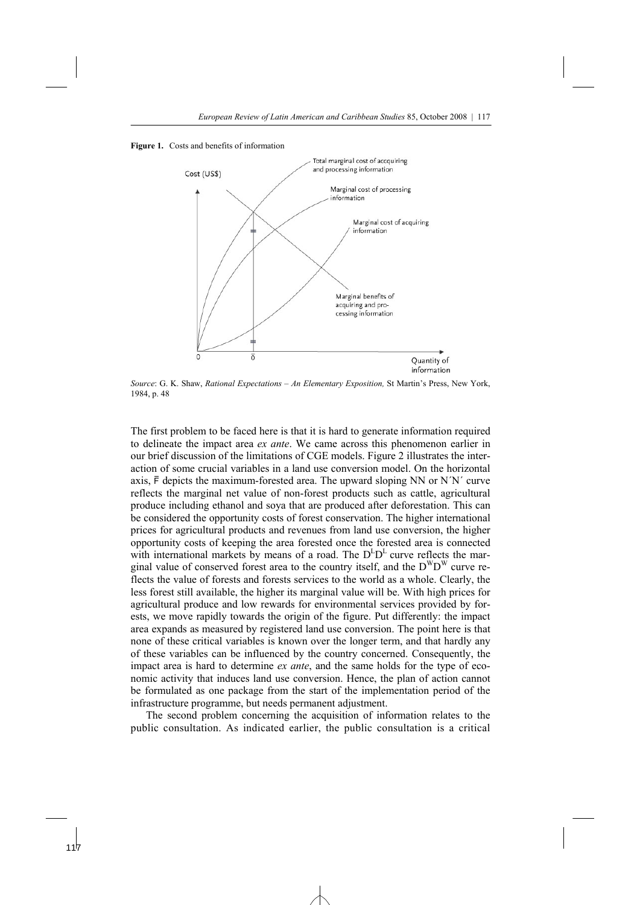**Figure 1.** Costs and benefits of information

*Source*: G. K. Shaw, *Rational Expectations – An Elementary Exposition,* St Martin's Press, New York, 1984, p. 48

The first problem to be faced here is that it is hard to generate information required to delineate the impact area *ex ante*. We came across this phenomenon earlier in our brief discussion of the limitations of CGE models. Figure 2 illustrates the interaction of some crucial variables in a land use conversion model. On the horizontal axis, $\bar{F}$ depicts the maximum-forested area. The upward sloping NN or N´N´ curve reflects the marginal net value of non-forest products such as cattle, agricultural produce including ethanol and soya that are produced after deforestation. This can be considered the opportunity costs of forest conservation. The higher international prices for agricultural products and revenues from land use conversion, the higher opportunity costs of keeping the area forested once the forested area is connected with international markets by means of a road. The $D^LD^L$ curve reflects the marginal value of conserved forest area to the country itself, and the $D^WD^W$ curve reflects the value of forests and forests services to the world as a whole. Clearly, the less forest still available, the higher its marginal value will be. With high prices for agricultural produce and low rewards for environmental services provided by forests, we move rapidly towards the origin of the figure. Put differently: the impact area expands as measured by registered land use conversion. The point here is that none of these critical variables is known over the longer term, and that hardly any of these variables can be influenced by the country concerned. Consequently, the impact area is hard to determine *ex ante*, and the same holds for the type of economic activity that induces land use conversion. Hence, the plan of action cannot be formulated as one package from the start of the implementation period of the infrastructure programme, but needs permanent adjustment.

The second problem concerning the acquisition of information relates to the public consultation. As indicated earlier, the public consultation is a critical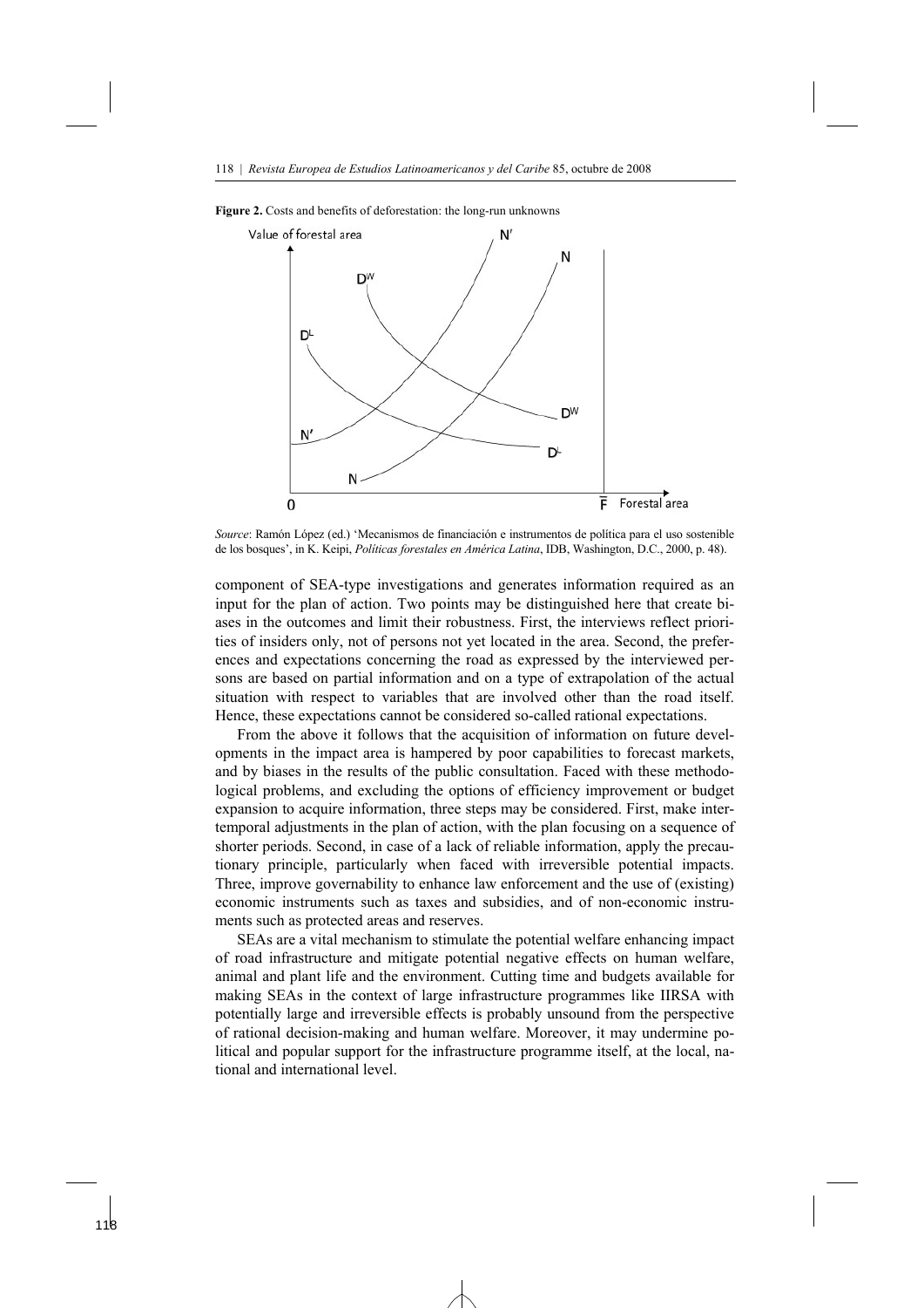**Figure 2.** Costs and benefits of deforestation: the long-run unknowns

*Source*: Ramón López (ed.) 'Mecanismos de financiación e instrumentos de política para el uso sostenible de los bosques', in K. Keipi, *Políticas forestales en América Latina*, IDB, Washington, D.C., 2000, p. 48).

component of SEA-type investigations and generates information required as an input for the plan of action. Two points may be distinguished here that create biases in the outcomes and limit their robustness. First, the interviews reflect priorities of insiders only, not of persons not yet located in the area. Second, the preferences and expectations concerning the road as expressed by the interviewed persons are based on partial information and on a type of extrapolation of the actual situation with respect to variables that are involved other than the road itself. Hence, these expectations cannot be considered so-called rational expectations.

From the above it follows that the acquisition of information on future developments in the impact area is hampered by poor capabilities to forecast markets, and by biases in the results of the public consultation. Faced with these methodological problems, and excluding the options of efficiency improvement or budget expansion to acquire information, three steps may be considered. First, make intertemporal adjustments in the plan of action, with the plan focusing on a sequence of shorter periods. Second, in case of a lack of reliable information, apply the precautionary principle, particularly when faced with irreversible potential impacts. Three, improve governability to enhance law enforcement and the use of (existing) economic instruments such as taxes and subsidies, and of non-economic instruments such as protected areas and reserves.

SEAs are a vital mechanism to stimulate the potential welfare enhancing impact of road infrastructure and mitigate potential negative effects on human welfare, animal and plant life and the environment. Cutting time and budgets available for making SEAs in the context of large infrastructure programmes like IIRSA with potentially large and irreversible effects is probably unsound from the perspective of rational decision-making and human welfare. Moreover, it may undermine political and popular support for the infrastructure programme itself, at the local, national and international level.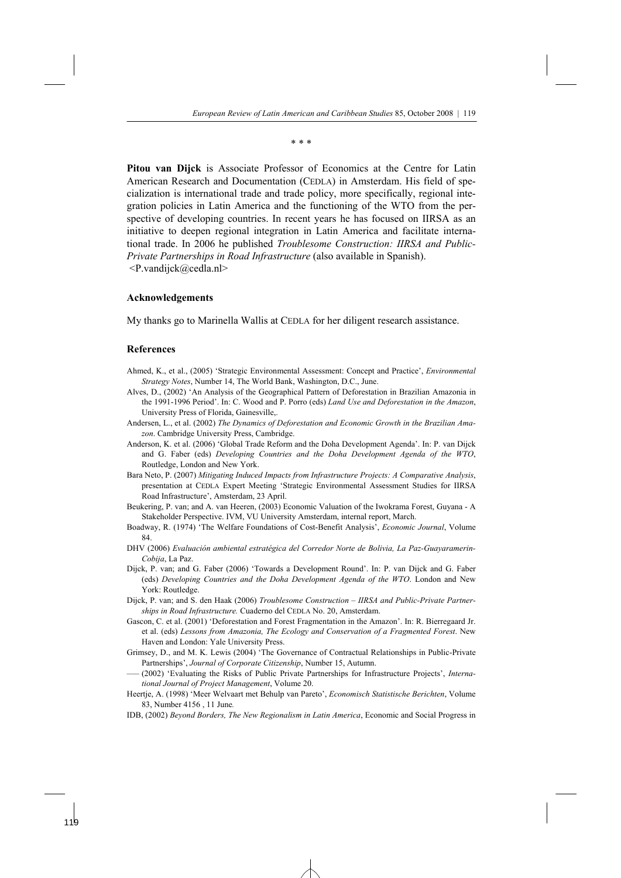\* \* \*

**Pitou van Dijck** is Associate Professor of Economics at the Centre for Latin American Research and Documentation (CEDLA) in Amsterdam. His field of specialization is international trade and trade policy, more specifically, regional integration policies in Latin America and the functioning of the WTO from the perspective of developing countries. In recent years he has focused on IIRSA as an initiative to deepen regional integration in Latin America and facilitate international trade. In 2006 he published *Troublesome Construction: IIRSA and Public-Private Partnerships in Road Infrastructure* (also available in Spanish). <P.vandijck@cedla.nl>

### Acknowledgements

My thanks go to Marinella Wallis at CEDLA for her diligent research assistance.

### References

Ahmed, K., et al., (2005) 'Strategic Environmental Assessment: Concept and Practice', *Environmental Strategy Notes*, Number 14, The World Bank, Washington, D.C., June.

Alves, D., (2002) 'An Analysis of the Geographical Pattern of Deforestation in Brazilian Amazonia in the 1991-1996 Period'. In: C. Wood and P. Porro (eds) *Land Use and Deforestation in the Amazon*, University Press of Florida, Gainesville,.

Andersen, L., et al. (2002) *The Dynamics of Deforestation and Economic Growth in the Brazilian Amazon*. Cambridge University Press, Cambridge.

Anderson, K. et al. (2006) 'Global Trade Reform and the Doha Development Agenda'. In: P. van Dijck and G. Faber (eds) *Developing Countries and the Doha Development Agenda of the WTO*, Routledge, London and New York.

Bara Neto, P. (2007) *Mitigating Induced Impacts from Infrastructure Projects: A Comparative Analysis*, presentation at CEDLA Expert Meeting 'Strategic Environmental Assessment Studies for IIRSA Road Infrastructure', Amsterdam, 23 April.

Beukering, P. van; and A. van Heeren, (2003) Economic Valuation of the Iwokrama Forest, Guyana - A Stakeholder Perspective. IVM, VU University Amsterdam, internal report, March.

Boadway, R. (1974) 'The Welfare Foundations of Cost-Benefit Analysis', *Economic Journal*, Volume 84.

DHV (2006) *Evaluación ambiental estratégica del Corredor Norte de Bolivia, La Paz-Guayaramerin-Cobija*, La Paz.

Dijck, P. van; and G. Faber (2006) 'Towards a Development Round'. In: P. van Dijck and G. Faber (eds) *Developing Countries and the Doha Development Agenda of the WTO*. London and New York: Routledge.

Dijck, P. van; and S. den Haak (2006) *Troublesome Construction – IIRSA and Public-Private Partnerships in Road Infrastructure.* Cuaderno del CEDLA No. 20, Amsterdam.

Gascon, C. et al. (2001) 'Deforestation and Forest Fragmentation in the Amazon'. In: R. Bierregaard Jr. et al. (eds) *Lessons from Amazonia, The Ecology and Conservation of a Fragmented Forest*. New Haven and London: Yale University Press.

Grimsey, D., and M. K. Lewis (2004) 'The Governance of Contractual Relationships in Public-Private Partnerships', *Journal of Corporate Citizenship*, Number 15, Autumn.

––– (2002) 'Evaluating the Risks of Public Private Partnerships for Infrastructure Projects', *International Journal of Project Management*, Volume 20.

Heertje, A. (1998) 'Meer Welvaart met Behulp van Pareto', *Economisch Statistische Berichten*, Volume 83, Number 4156 , 11 June.

IDB, (2002) *Beyond Borders, The New Regionalism in Latin America*, Economic and Social Progress in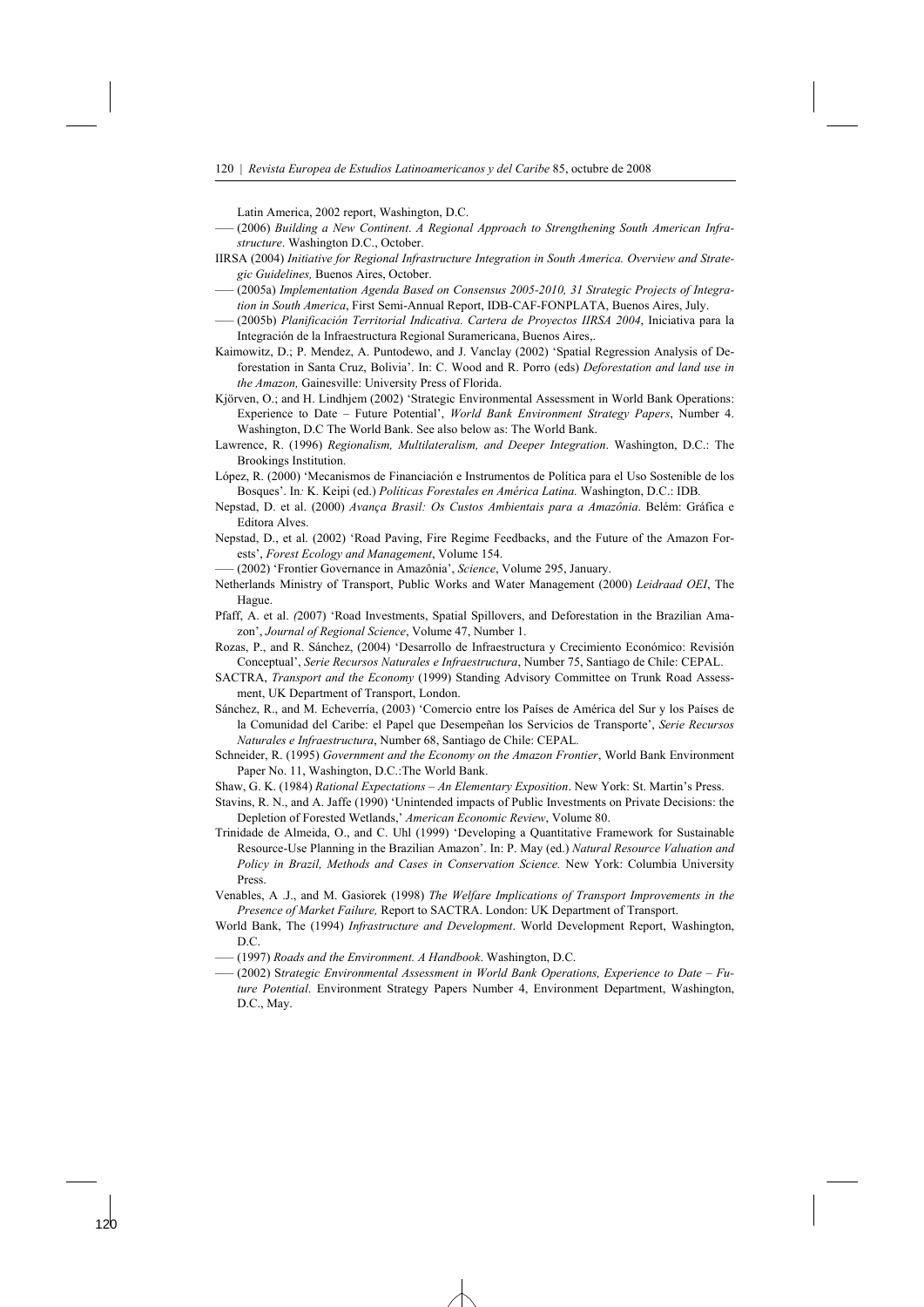Latin America, 2002 report, Washington, D.C.

—— (2006) *Building a New Continent. A Regional Approach to Strengthening South American Infrastructure*. Washington D.C., October.

IIRSA (2004) *Initiative for Regional Infrastructure Integration in South America. Overview and Strategic Guidelines,* Buenos Aires, October.

—— (2005a) *Implementation Agenda Based on Consensus 2005-2010, 31 Strategic Projects of Integration in South America*, First Semi-Annual Report, IDB-CAF-FONPLATA, Buenos Aires, July.

—— (2005b) *Planificación Territorial Indicativa. Cartera de Proyectos IIRSA 2004*, Iniciativa para la Integración de la Infraestructura Regional Suramericana, Buenos Aires,.

Kaimowitz, D.; P. Mendez, A. Puntodewo, and J. Vanclay (2002) 'Spatial Regression Analysis of Deforestation in Santa Cruz, Bolivia'. In: C. Wood and R. Porro (eds) *Deforestation and land use in the Amazon,* Gainesville: University Press of Florida.

Kjörven, O.; and H. Lindhjem (2002) 'Strategic Environmental Assessment in World Bank Operations: Experience to Date – Future Potential', *World Bank Environment Strategy Papers*, Number 4. Washington, D.C The World Bank. See also below as: The World Bank.

Lawrence, R. (1996) *Regionalism, Multilateralism, and Deeper Integration*. Washington, D.C.: The Brookings Institution.

López, R. (2000) 'Mecanismos de Financiación e Instrumentos de Política para el Uso Sostenible de los Bosques'. In*:* K. Keipi (ed.) *Políticas Forestales en América Latina.* Washington, D.C.: IDB.

Nepstad, D. et al. (2000) *Avança Brasil: Os Custos Ambientais para a Amazônia*. Belém: Gráfica e Editora Alves.

Nepstad, D., et al. (2002) 'Road Paving, Fire Regime Feedbacks, and the Future of the Amazon Forests', *Forest Ecology and Management*, Volume 154.

—— (2002) 'Frontier Governance in Amazônia', *Science*, Volume 295, January.

Netherlands Ministry of Transport, Public Works and Water Management (2000) *Leidraad OEI*, The Hague.

Pfaff, A. et al. *(*2007) 'Road Investments, Spatial Spillovers, and Deforestation in the Brazilian Amazon', *Journal of Regional Science*, Volume 47, Number 1.

Rozas, P., and R. Sánchez, (2004) 'Desarrollo de Infraestructura y Crecimiento Económico: Revisión Conceptual', *Serie Recursos Naturales e Infraestructura*, Number 75, Santiago de Chile: CEPAL.

SACTRA, *Transport and the Economy* (1999) Standing Advisory Committee on Trunk Road Assessment, UK Department of Transport, London.

Sánchez, R., and M. Echeverría, (2003) 'Comercio entre los Países de América del Sur y los Países de la Comunidad del Caribe: el Papel que Desempeñan los Servicios de Transporte', *Serie Recursos Naturales e Infraestructura*, Number 68, Santiago de Chile: CEPAL.

Schneider, R. (1995) *Government and the Economy on the Amazon Frontier*, World Bank Environment Paper No. 11, Washington, D.C.:The World Bank.

Shaw, G. K. (1984) *Rational Expectations – An Elementary Exposition*. New York: St. Martin's Press.

Stavins, R. N., and A. Jaffe (1990) 'Unintended impacts of Public Investments on Private Decisions: the Depletion of Forested Wetlands,' *American Economic Review*, Volume 80.

Trinidade de Almeida, O., and C. Uhl (1999) 'Developing a Quantitative Framework for Sustainable Resource-Use Planning in the Brazilian Amazon'. In: P. May (ed.) *Natural Resource Valuation and Policy in Brazil, Methods and Cases in Conservation Science.* New York: Columbia University Press.

Venables, A .J., and M. Gasiorek (1998) *The Welfare Implications of Transport Improvements in the Presence of Market Failure,* Report to SACTRA. London: UK Department of Transport.

World Bank, The (1994) *Infrastructure and Development*. World Development Report, Washington, D.C.

—— (1997) *Roads and the Environment. A Handbook*. Washington, D.C.

—— (2002) S*trategic Environmental Assessment in World Bank Operations, Experience to Date – Future Potential*. Environment Strategy Papers Number 4, Environment Department, Washington, D.C., May.